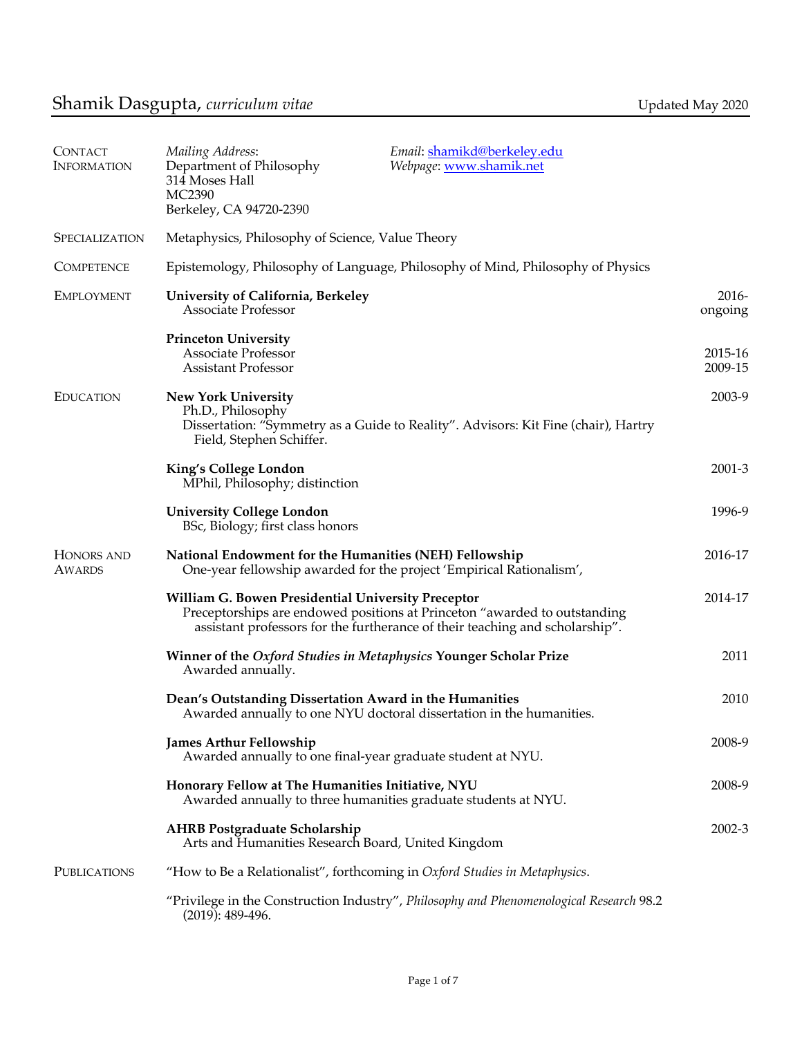# Shamik Dasgupta, *curriculum vitae*

Updated May 2020

## Contact Information

*Mailing Address*:
Department of Philosophy
314 Moses Hall
MC2390
Berkeley, CA 94720-2390

*Email*: shamikd@berkeley.edu
*Webpage*: www.shamik.net

## Specialization

Metaphysics, Philosophy of Science, Value Theory

## Competence

Epistemology, Philosophy of Language, Philosophy of Mind, Philosophy of Physics

## Employment

**University of California, Berkeley** — 2016-ongoing
Associate Professor

**Princeton University**
Associate Professor — 2015-16
Assistant Professor — 2009-15

## Education

**New York University** — 2003-9
Ph.D., Philosophy
Dissertation: "Symmetry as a Guide to Reality". Advisors: Kit Fine (chair), Hartry Field, Stephen Schiffer.

**King's College London** — 2001-3
MPhil, Philosophy; distinction

**University College London** — 1996-9
BSc, Biology; first class honors

## Honors and Awards

**National Endowment for the Humanities (NEH) Fellowship** — 2016-17
One-year fellowship awarded for the project 'Empirical Rationalism',

**William G. Bowen Presidential University Preceptor** — 2014-17
Preceptorships are endowed positions at Princeton "awarded to outstanding assistant professors for the furtherance of their teaching and scholarship".

**Winner of the *Oxford Studies in Metaphysics* Younger Scholar Prize** — 2011
Awarded annually.

**Dean's Outstanding Dissertation Award in the Humanities** — 2010
Awarded annually to one NYU doctoral dissertation in the humanities.

**James Arthur Fellowship** — 2008-9
Awarded annually to one final-year graduate student at NYU.

**Honorary Fellow at The Humanities Initiative, NYU** — 2008-9
Awarded annually to three humanities graduate students at NYU.

**AHRB Postgraduate Scholarship** — 2002-3
Arts and Humanities Research Board, United Kingdom

## Publications

"How to Be a Relationalist", forthcoming in *Oxford Studies in Metaphysics*.

"Privilege in the Construction Industry", *Philosophy and Phenomenological Research* 98.2 (2019): 489-496.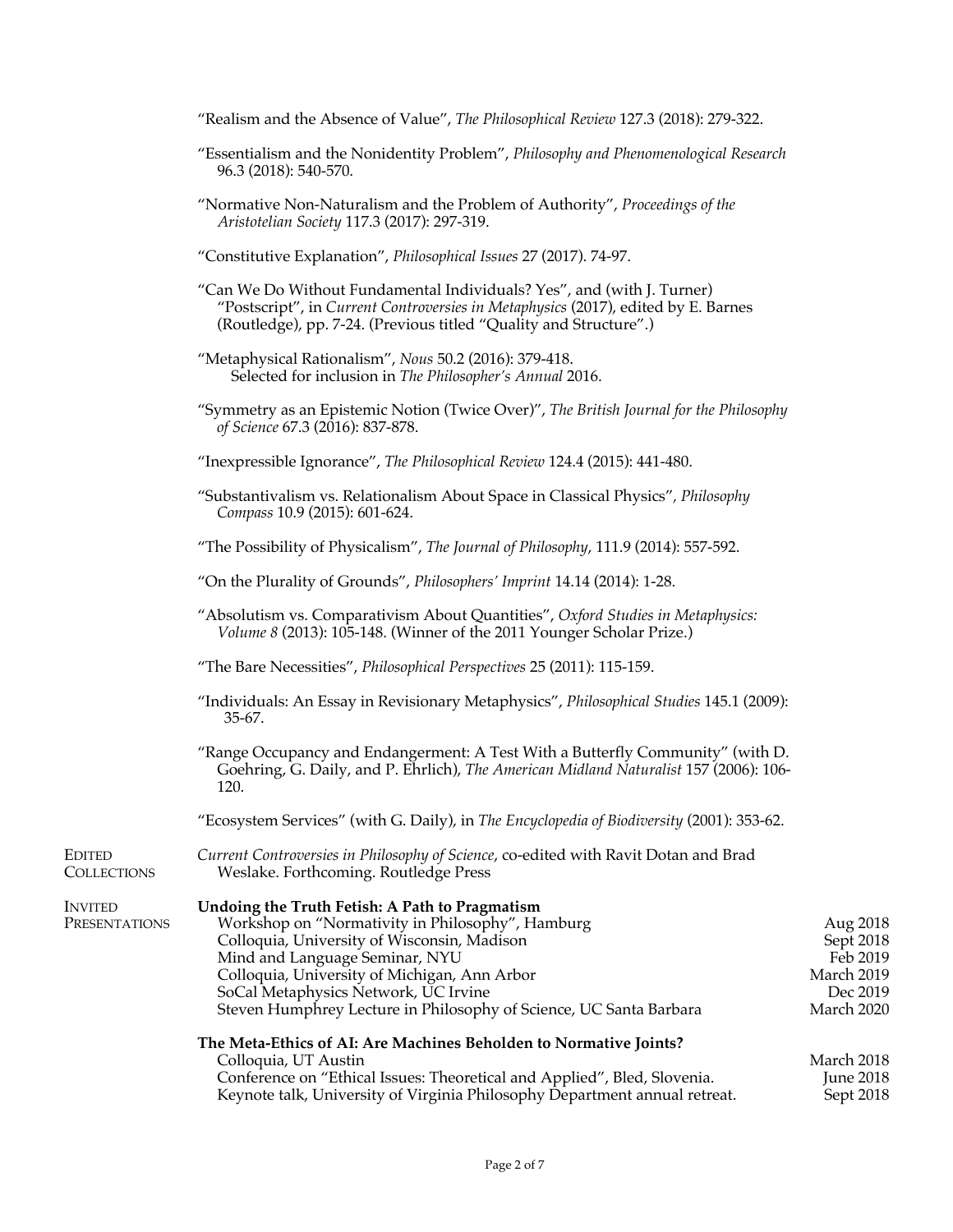"Realism and the Absence of Value", *The Philosophical Review* 127.3 (2018): 279-322.

"Essentialism and the Nonidentity Problem", *Philosophy and Phenomenological Research* 96.3 (2018): 540-570.

"Normative Non-Naturalism and the Problem of Authority", *Proceedings of the Aristotelian Society* 117.3 (2017): 297-319.

"Constitutive Explanation", *Philosophical Issues* 27 (2017). 74-97.

"Can We Do Without Fundamental Individuals? Yes", and (with J. Turner) "Postscript", in *Current Controversies in Metaphysics* (2017), edited by E. Barnes (Routledge), pp. 7-24. (Previous titled "Quality and Structure".)

"Metaphysical Rationalism", *Nous* 50.2 (2016): 379-418.
Selected for inclusion in *The Philosopher's Annual* 2016.

"Symmetry as an Epistemic Notion (Twice Over)", *The British Journal for the Philosophy of Science* 67.3 (2016): 837-878.

"Inexpressible Ignorance", *The Philosophical Review* 124.4 (2015): 441-480.

"Substantivalism vs. Relationalism About Space in Classical Physics", *Philosophy Compass* 10.9 (2015): 601-624.

"The Possibility of Physicalism", *The Journal of Philosophy*, 111.9 (2014): 557-592.

"On the Plurality of Grounds", *Philosophers' Imprint* 14.14 (2014): 1-28.

"Absolutism vs. Comparativism About Quantities", *Oxford Studies in Metaphysics: Volume 8* (2013): 105-148. (Winner of the 2011 Younger Scholar Prize.)

"The Bare Necessities", *Philosophical Perspectives* 25 (2011): 115-159.

"Individuals: An Essay in Revisionary Metaphysics", *Philosophical Studies* 145.1 (2009): 35-67.

"Range Occupancy and Endangerment: A Test With a Butterfly Community" (with D. Goehring, G. Daily, and P. Ehrlich), *The American Midland Naturalist* 157 (2006): 106-120.

"Ecosystem Services" (with G. Daily), in *The Encyclopedia of Biodiversity* (2001): 353-62.

## Edited Collections

*Current Controversies in Philosophy of Science*, co-edited with Ravit Dotan and Brad Weslake. Forthcoming. Routledge Press

## Invited Presentations

**Undoing the Truth Fetish: A Path to Pragmatism**

| | |
|---|---|
| Workshop on "Normativity in Philosophy", Hamburg | Aug 2018 |
| Colloquia, University of Wisconsin, Madison | Sept 2018 |
| Mind and Language Seminar, NYU | Feb 2019 |
| Colloquia, University of Michigan, Ann Arbor | March 2019 |
| SoCal Metaphysics Network, UC Irvine | Dec 2019 |
| Steven Humphrey Lecture in Philosophy of Science, UC Santa Barbara | March 2020 |

**The Meta-Ethics of AI: Are Machines Beholden to Normative Joints?**

| | |
|---|---|
| Colloquia, UT Austin | March 2018 |
| Conference on "Ethical Issues: Theoretical and Applied", Bled, Slovenia. | June 2018 |
| Keynote talk, University of Virginia Philosophy Department annual retreat. | Sept 2018 |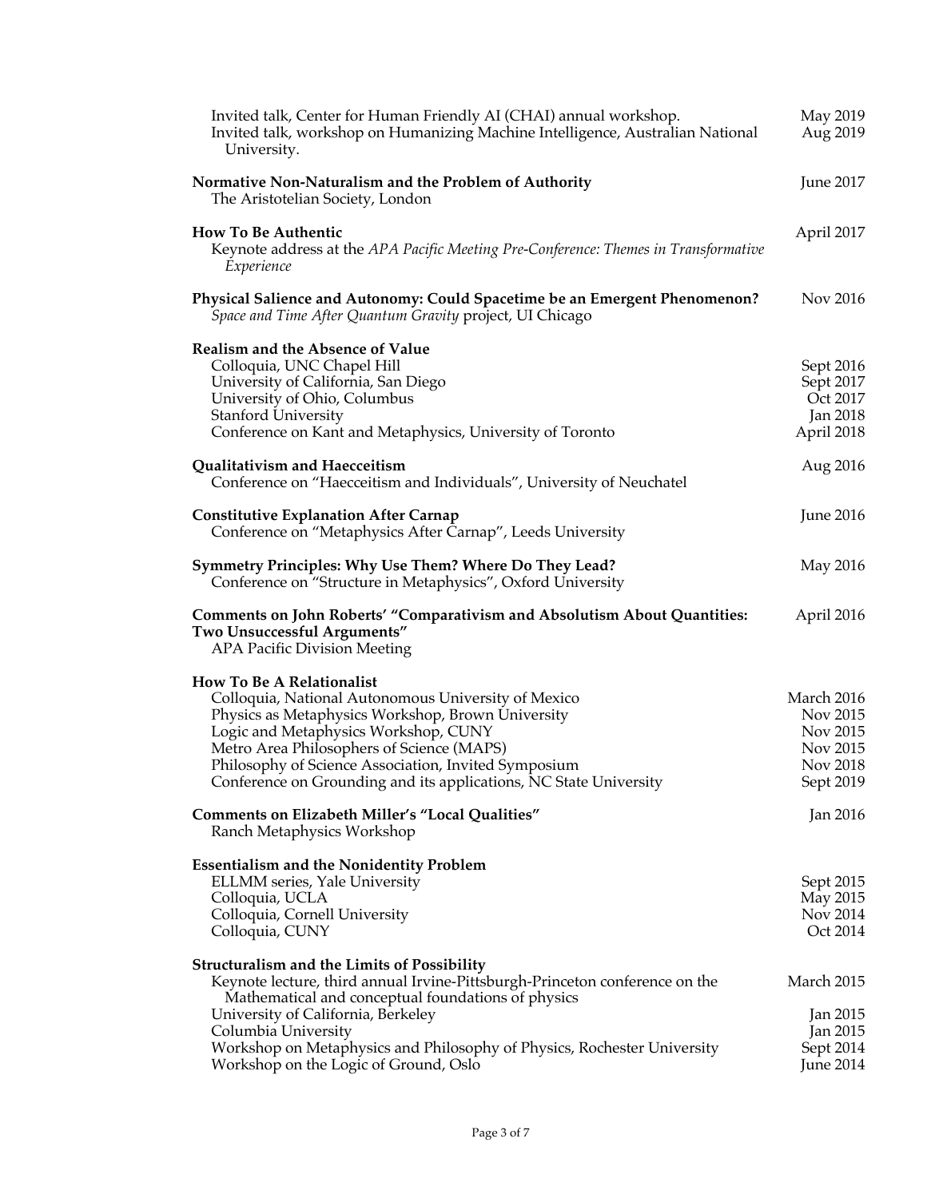Invited talk, Center for Human Friendly AI (CHAI) annual workshop. May 2019
Invited talk, workshop on Humanizing Machine Intelligence, Australian National University. Aug 2019

**Normative Non-Naturalism and the Problem of Authority** June 2017
The Aristotelian Society, London

**How To Be Authentic** April 2017
Keynote address at the *APA Pacific Meeting Pre-Conference: Themes in Transformative Experience*

**Physical Salience and Autonomy: Could Spacetime be an Emergent Phenomenon?** Nov 2016
*Space and Time After Quantum Gravity* project, UI Chicago

**Realism and the Absence of Value**
Colloquia, UNC Chapel Hill Sept 2016
University of California, San Diego Sept 2017
University of Ohio, Columbus Oct 2017
Stanford University Jan 2018
Conference on Kant and Metaphysics, University of Toronto April 2018

**Qualitativism and Haecceitism** Aug 2016
Conference on "Haecceitism and Individuals", University of Neuchatel

**Constitutive Explanation After Carnap** June 2016
Conference on "Metaphysics After Carnap", Leeds University

**Symmetry Principles: Why Use Them? Where Do They Lead?** May 2016
Conference on "Structure in Metaphysics", Oxford University

**Comments on John Roberts' "Comparativism and Absolutism About Quantities: Two Unsuccessful Arguments"** April 2016
APA Pacific Division Meeting

**How To Be A Relationalist**
Colloquia, National Autonomous University of Mexico March 2016
Physics as Metaphysics Workshop, Brown University Nov 2015
Logic and Metaphysics Workshop, CUNY Nov 2015
Metro Area Philosophers of Science (MAPS) Nov 2015
Philosophy of Science Association, Invited Symposium Nov 2018
Conference on Grounding and its applications, NC State University Sept 2019

**Comments on Elizabeth Miller's "Local Qualities"** Jan 2016
Ranch Metaphysics Workshop

**Essentialism and the Nonidentity Problem**
ELLMM series, Yale University Sept 2015
Colloquia, UCLA May 2015
Colloquia, Cornell University Nov 2014
Colloquia, CUNY Oct 2014

**Structuralism and the Limits of Possibility**
Keynote lecture, third annual Irvine-Pittsburgh-Princeton conference on the Mathematical and conceptual foundations of physics March 2015
University of California, Berkeley Jan 2015
Columbia University Jan 2015
Workshop on Metaphysics and Philosophy of Physics, Rochester University Sept 2014
Workshop on the Logic of Ground, Oslo June 2014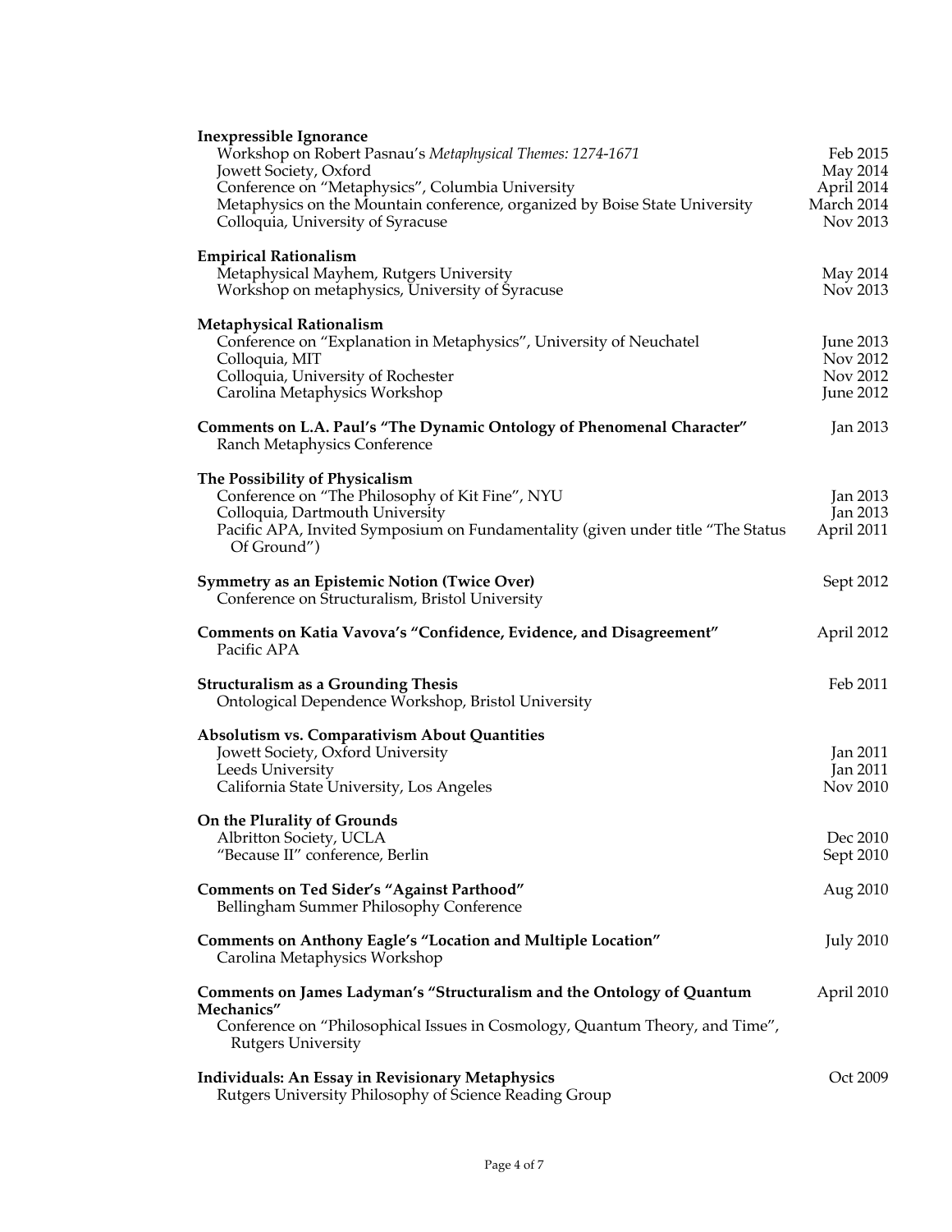**Inexpressible Ignorance**

Workshop on Robert Pasnau's *Metaphysical Themes: 1274-1671* — Feb 2015
Jowett Society, Oxford — May 2014
Conference on "Metaphysics", Columbia University — April 2014
Metaphysics on the Mountain conference, organized by Boise State University — March 2014
Colloquia, University of Syracuse — Nov 2013

**Empirical Rationalism**

Metaphysical Mayhem, Rutgers University — May 2014
Workshop on metaphysics, University of Syracuse — Nov 2013

**Metaphysical Rationalism**

Conference on "Explanation in Metaphysics", University of Neuchatel — June 2013
Colloquia, MIT — Nov 2012
Colloquia, University of Rochester — Nov 2012
Carolina Metaphysics Workshop — June 2012

**Comments on L.A. Paul's "The Dynamic Ontology of Phenomenal Character"** — Jan 2013

Ranch Metaphysics Conference

**The Possibility of Physicalism**

Conference on "The Philosophy of Kit Fine", NYU — Jan 2013
Colloquia, Dartmouth University — Jan 2013
Pacific APA, Invited Symposium on Fundamentality (given under title "The Status Of Ground") — April 2011

**Symmetry as an Epistemic Notion (Twice Over)** — Sept 2012

Conference on Structuralism, Bristol University

**Comments on Katia Vavova's "Confidence, Evidence, and Disagreement"** — April 2012

Pacific APA

**Structuralism as a Grounding Thesis** — Feb 2011

Ontological Dependence Workshop, Bristol University

**Absolutism vs. Comparativism About Quantities**

Jowett Society, Oxford University — Jan 2011
Leeds University — Jan 2011
California State University, Los Angeles — Nov 2010

**On the Plurality of Grounds**

Albritton Society, UCLA — Dec 2010
"Because II" conference, Berlin — Sept 2010

**Comments on Ted Sider's "Against Parthood"** — Aug 2010

Bellingham Summer Philosophy Conference

**Comments on Anthony Eagle's "Location and Multiple Location"** — July 2010

Carolina Metaphysics Workshop

**Comments on James Ladyman's "Structuralism and the Ontology of Quantum Mechanics"** — April 2010

Conference on "Philosophical Issues in Cosmology, Quantum Theory, and Time", Rutgers University

**Individuals: An Essay in Revisionary Metaphysics** — Oct 2009

Rutgers University Philosophy of Science Reading Group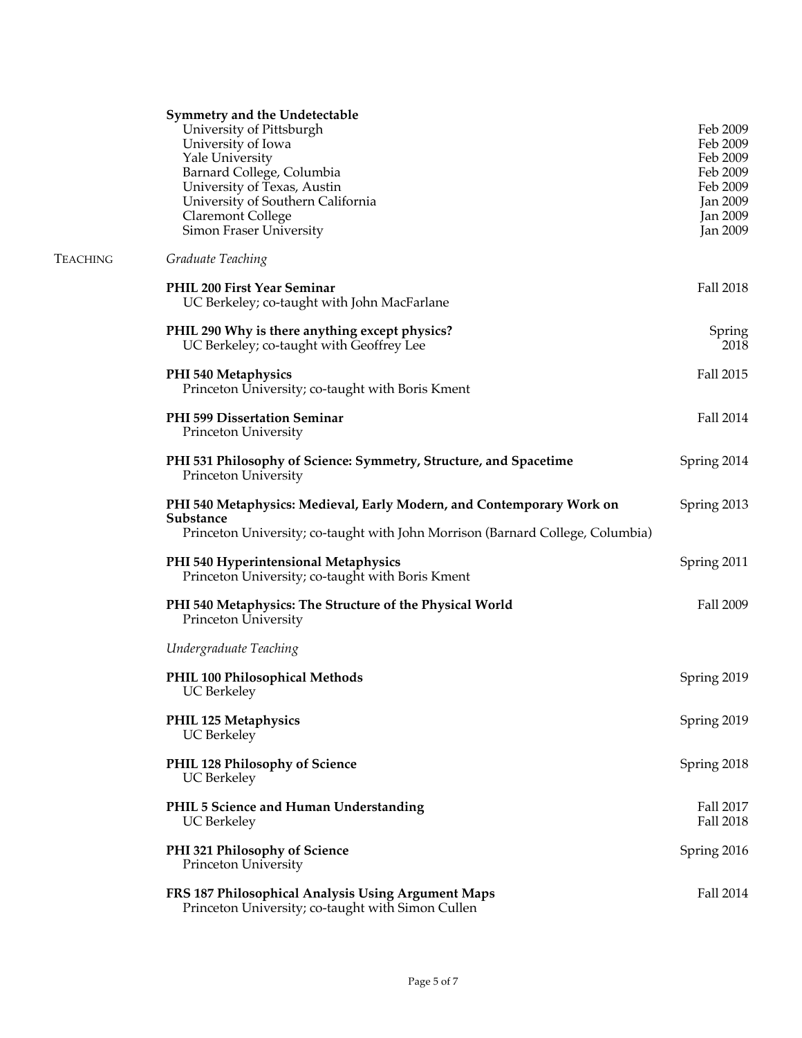**Symmetry and the Undetectable**

University of Pittsburgh — Feb 2009
University of Iowa — Feb 2009
Yale University — Feb 2009
Barnard College, Columbia — Feb 2009
University of Texas, Austin — Feb 2009
University of Southern California — Jan 2009
Claremont College — Jan 2009
Simon Fraser University — Jan 2009

## TEACHING

*Graduate Teaching*

**PHIL 200 First Year Seminar** — Fall 2018
UC Berkeley; co-taught with John MacFarlane

**PHIL 290 Why is there anything except physics?** — Spring 2018
UC Berkeley; co-taught with Geoffrey Lee

**PHI 540 Metaphysics** — Fall 2015
Princeton University; co-taught with Boris Kment

**PHI 599 Dissertation Seminar** — Fall 2014
Princeton University

**PHI 531 Philosophy of Science: Symmetry, Structure, and Spacetime** — Spring 2014
Princeton University

**PHI 540 Metaphysics: Medieval, Early Modern, and Contemporary Work on Substance** — Spring 2013
Princeton University; co-taught with John Morrison (Barnard College, Columbia)

**PHI 540 Hyperintensional Metaphysics** — Spring 2011
Princeton University; co-taught with Boris Kment

**PHI 540 Metaphysics: The Structure of the Physical World** — Fall 2009
Princeton University

*Undergraduate Teaching*

**PHIL 100 Philosophical Methods** — Spring 2019
UC Berkeley

**PHIL 125 Metaphysics** — Spring 2019
UC Berkeley

**PHIL 128 Philosophy of Science** — Spring 2018
UC Berkeley

**PHIL 5 Science and Human Understanding** — Fall 2017, Fall 2018
UC Berkeley

**PHI 321 Philosophy of Science** — Spring 2016
Princeton University

**FRS 187 Philosophical Analysis Using Argument Maps** — Fall 2014
Princeton University; co-taught with Simon Cullen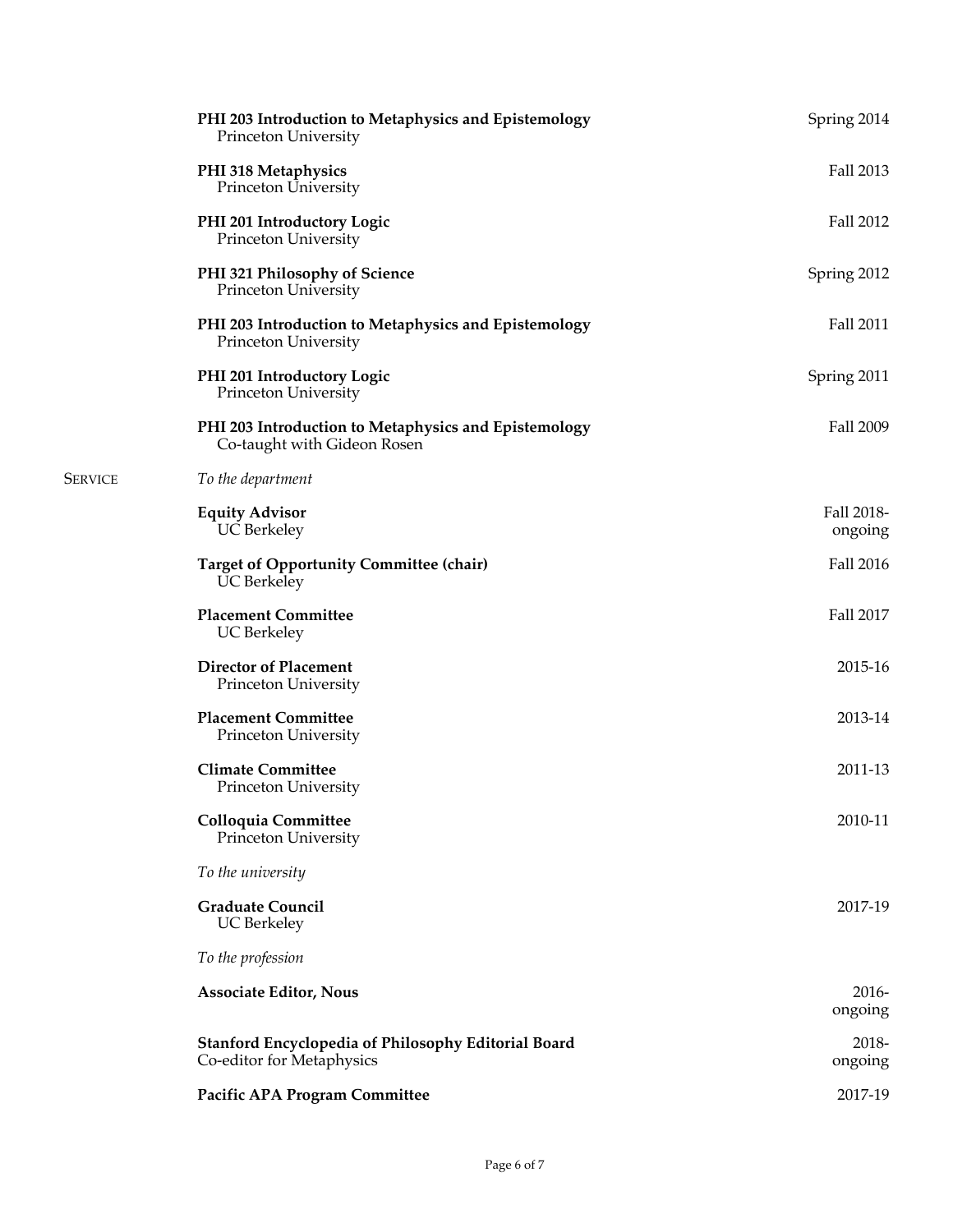**PHI 203 Introduction to Metaphysics and Epistemology** — Spring 2014
Princeton University

**PHI 318 Metaphysics** — Fall 2013
Princeton University

**PHI 201 Introductory Logic** — Fall 2012
Princeton University

**PHI 321 Philosophy of Science** — Spring 2012
Princeton University

**PHI 203 Introduction to Metaphysics and Epistemology** — Fall 2011
Princeton University

**PHI 201 Introductory Logic** — Spring 2011
Princeton University

**PHI 203 Introduction to Metaphysics and Epistemology** — Fall 2009
Co-taught with Gideon Rosen

## Service

*To the department*

**Equity Advisor** — Fall 2018-ongoing
UC Berkeley

**Target of Opportunity Committee (chair)** — Fall 2016
UC Berkeley

**Placement Committee** — Fall 2017
UC Berkeley

**Director of Placement** — 2015-16
Princeton University

**Placement Committee** — 2013-14
Princeton University

**Climate Committee** — 2011-13
Princeton University

**Colloquia Committee** — 2010-11
Princeton University

*To the university*

**Graduate Council** — 2017-19
UC Berkeley

*To the profession*

**Associate Editor, Nous** — 2016-ongoing

**Stanford Encyclopedia of Philosophy Editorial Board** — 2018-ongoing
Co-editor for Metaphysics

**Pacific APA Program Committee** — 2017-19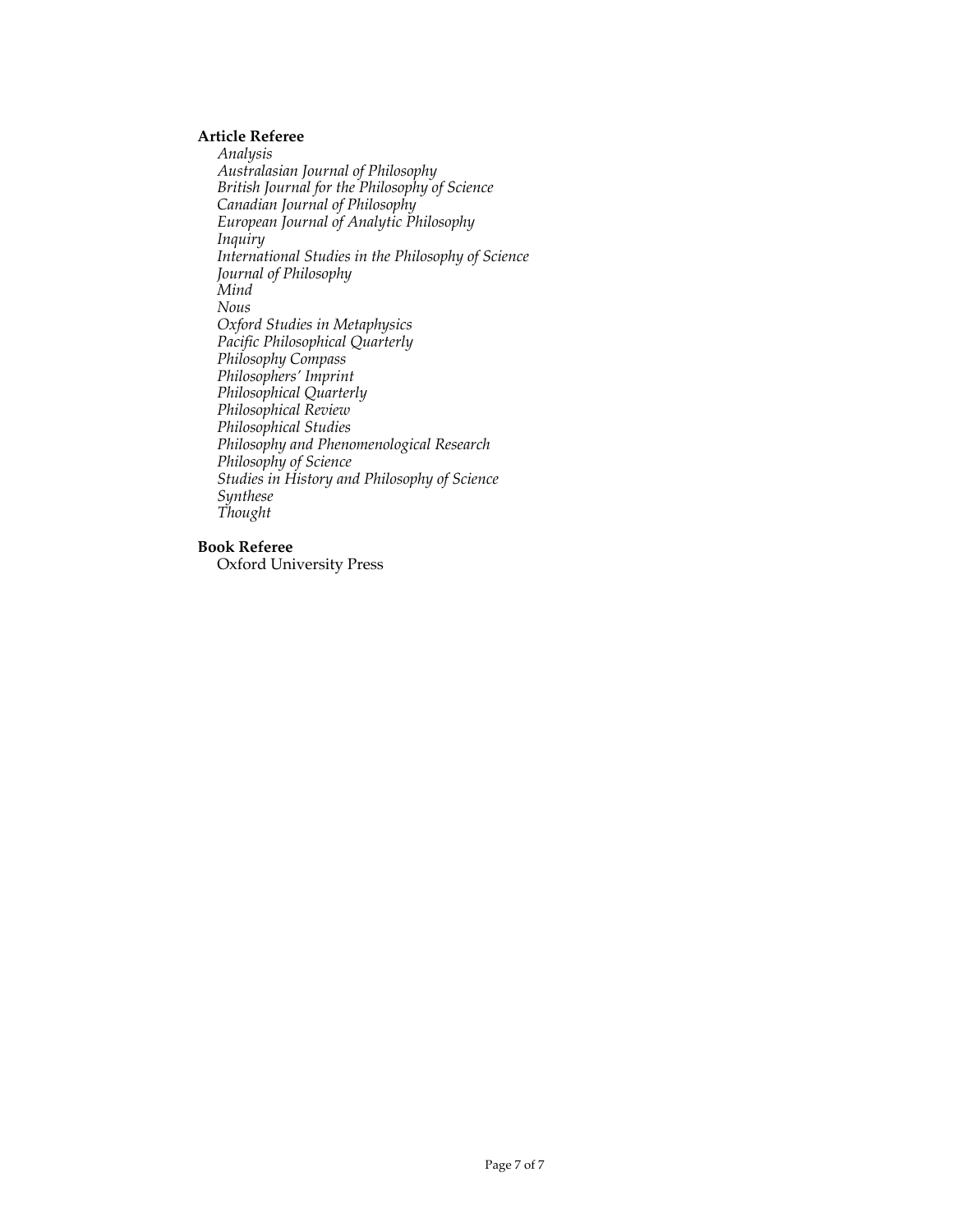**Article Referee**

*Analysis*
*Australasian Journal of Philosophy*
*British Journal for the Philosophy of Science*
*Canadian Journal of Philosophy*
*European Journal of Analytic Philosophy*
*Inquiry*
*International Studies in the Philosophy of Science*
*Journal of Philosophy*
*Mind*
*Nous*
*Oxford Studies in Metaphysics*
*Pacific Philosophical Quarterly*
*Philosophy Compass*
*Philosophers' Imprint*
*Philosophical Quarterly*
*Philosophical Review*
*Philosophical Studies*
*Philosophy and Phenomenological Research*
*Philosophy of Science*
*Studies in History and Philosophy of Science*
*Synthese*
*Thought*

**Book Referee**

Oxford University Press